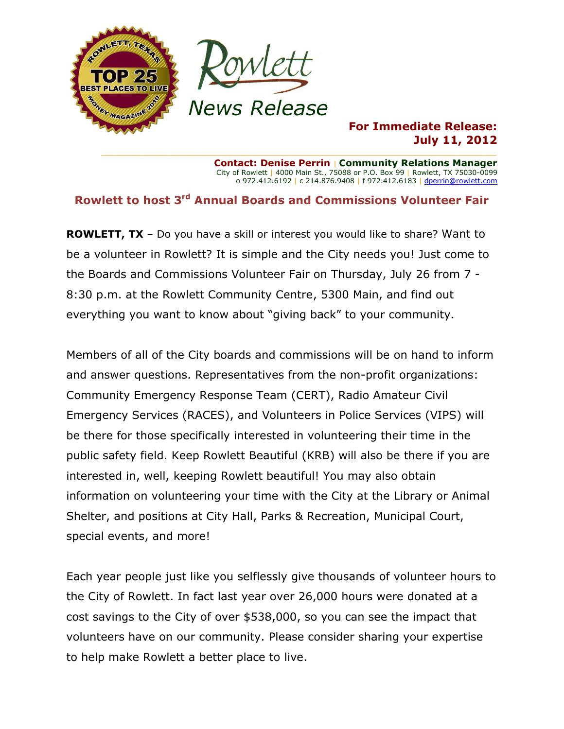Rowlett

News Release

**For Immediate Release:**
**July 11, 2012**

**Contact: Denise Perrin | Community Relations Manager**
City of Rowlett | 4000 Main St., 75088 or P.O. Box 99 | Rowlett, TX 75030-0099
o 972.412.6192 | c 214.876.9408 | f 972.412.6183 | dperrin@rowlett.com

## Rowlett to host 3rd Annual Boards and Commissions Volunteer Fair

**ROWLETT, TX** – Do you have a skill or interest you would like to share? Want to be a volunteer in Rowlett? It is simple and the City needs you! Just come to the Boards and Commissions Volunteer Fair on Thursday, July 26 from 7 - 8:30 p.m. at the Rowlett Community Centre, 5300 Main, and find out everything you want to know about "giving back" to your community.

Members of all of the City boards and commissions will be on hand to inform and answer questions. Representatives from the non-profit organizations: Community Emergency Response Team (CERT), Radio Amateur Civil Emergency Services (RACES), and Volunteers in Police Services (VIPS) will be there for those specifically interested in volunteering their time in the public safety field. Keep Rowlett Beautiful (KRB) will also be there if you are interested in, well, keeping Rowlett beautiful! You may also obtain information on volunteering your time with the City at the Library or Animal Shelter, and positions at City Hall, Parks & Recreation, Municipal Court, special events, and more!

Each year people just like you selflessly give thousands of volunteer hours to the City of Rowlett. In fact last year over 26,000 hours were donated at a cost savings to the City of over $538,000, so you can see the impact that volunteers have on our community. Please consider sharing your expertise to help make Rowlett a better place to live.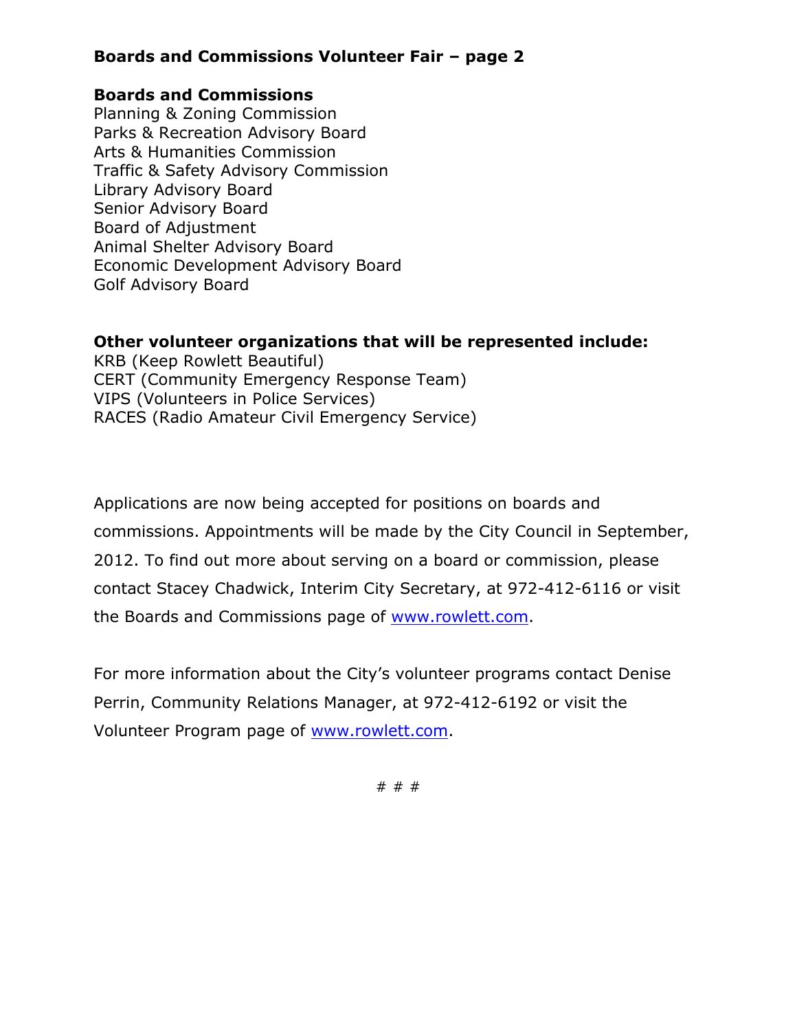**Boards and Commissions**

Planning & Zoning Commission
Parks & Recreation Advisory Board
Arts & Humanities Commission
Traffic & Safety Advisory Commission
Library Advisory Board
Senior Advisory Board
Board of Adjustment
Animal Shelter Advisory Board
Economic Development Advisory Board
Golf Advisory Board

**Other volunteer organizations that will be represented include:**

KRB (Keep Rowlett Beautiful)
CERT (Community Emergency Response Team)
VIPS (Volunteers in Police Services)
RACES (Radio Amateur Civil Emergency Service)

Applications are now being accepted for positions on boards and commissions. Appointments will be made by the City Council in September, 2012. To find out more about serving on a board or commission, please contact Stacey Chadwick, Interim City Secretary, at 972-412-6116 or visit the Boards and Commissions page of www.rowlett.com.

For more information about the City's volunteer programs contact Denise Perrin, Community Relations Manager, at 972-412-6192 or visit the Volunteer Program page of www.rowlett.com.

# # #